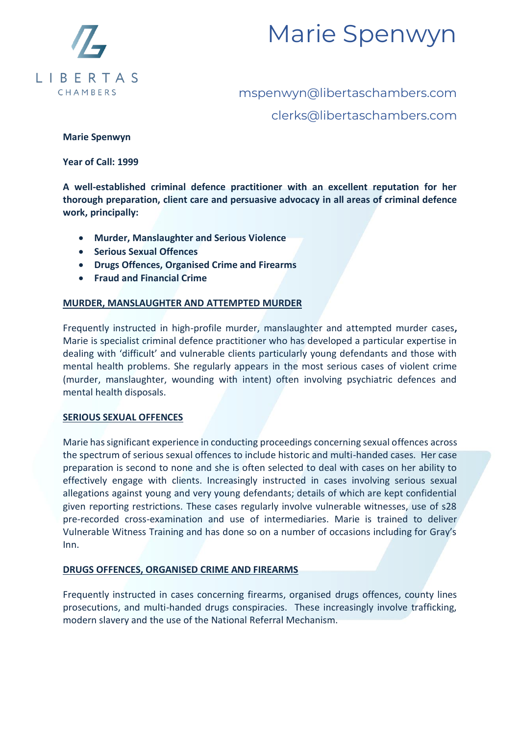# Marie Spenwyn

LIBERTAS CHAMBERS

mspenwyn@libertaschambers.com

clerks@libertaschambers.com

**Marie Spenwyn**

**Year of Call: 1999**

**A well-established criminal defence practitioner with an excellent reputation for her thorough preparation, client care and persuasive advocacy in all areas of criminal defence work, principally:**

- **Murder, Manslaughter and Serious Violence**
- **Serious Sexual Offences**
- **Drugs Offences, Organised Crime and Firearms**
- **Fraud and Financial Crime**

## MURDER, MANSLAUGHTER AND ATTEMPTED MURDER

Frequently instructed in high-profile murder, manslaughter and attempted murder cases**,** Marie is specialist criminal defence practitioner who has developed a particular expertise in dealing with 'difficult' and vulnerable clients particularly young defendants and those with mental health problems. She regularly appears in the most serious cases of violent crime (murder, manslaughter, wounding with intent) often involving psychiatric defences and mental health disposals.

## SERIOUS SEXUAL OFFENCES

Marie has significant experience in conducting proceedings concerning sexual offences across the spectrum of serious sexual offences to include historic and multi-handed cases. Her case preparation is second to none and she is often selected to deal with cases on her ability to effectively engage with clients. Increasingly instructed in cases involving serious sexual allegations against young and very young defendants; details of which are kept confidential given reporting restrictions. These cases regularly involve vulnerable witnesses, use of s28 pre-recorded cross-examination and use of intermediaries. Marie is trained to deliver Vulnerable Witness Training and has done so on a number of occasions including for Gray's Inn.

## DRUGS OFFENCES, ORGANISED CRIME AND FIREARMS

Frequently instructed in cases concerning firearms, organised drugs offences, county lines prosecutions, and multi-handed drugs conspiracies. These increasingly involve trafficking, modern slavery and the use of the National Referral Mechanism.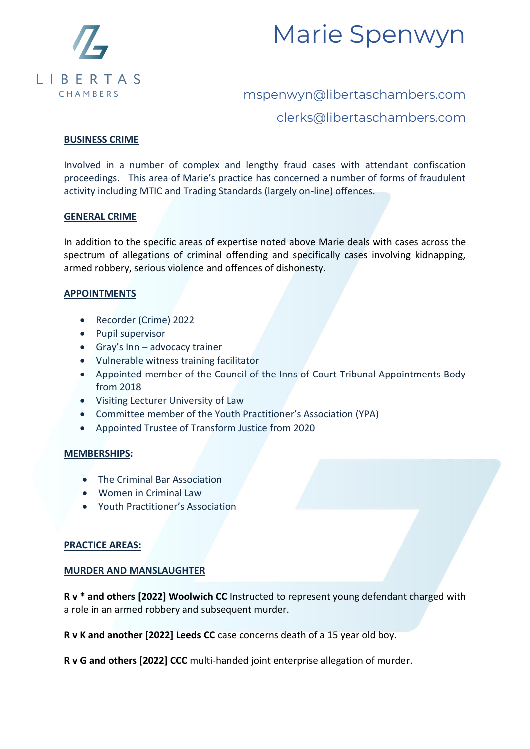# Marie Spenwyn

mspenwyn@libertaschambers.com

clerks@libertaschambers.com

## BUSINESS CRIME

Involved in a number of complex and lengthy fraud cases with attendant confiscation proceedings. This area of Marie's practice has concerned a number of forms of fraudulent activity including MTIC and Trading Standards (largely on-line) offences.

## GENERAL CRIME

In addition to the specific areas of expertise noted above Marie deals with cases across the spectrum of allegations of criminal offending and specifically cases involving kidnapping, armed robbery, serious violence and offences of dishonesty.

## APPOINTMENTS

- Recorder (Crime) 2022
- Pupil supervisor
- Gray's Inn – advocacy trainer
- Vulnerable witness training facilitator
- Appointed member of the Council of the Inns of Court Tribunal Appointments Body from 2018
- Visiting Lecturer University of Law
- Committee member of the Youth Practitioner's Association (YPA)
- Appointed Trustee of Transform Justice from 2020

## MEMBERSHIPS:

- The Criminal Bar Association
- Women in Criminal Law
- Youth Practitioner's Association

## PRACTICE AREAS:

## MURDER AND MANSLAUGHTER

**R v * and others [2022] Woolwich CC** Instructed to represent young defendant charged with a role in an armed robbery and subsequent murder.

**R v K and another [2022] Leeds CC** case concerns death of a 15 year old boy.

**R v G and others [2022] CCC** multi-handed joint enterprise allegation of murder.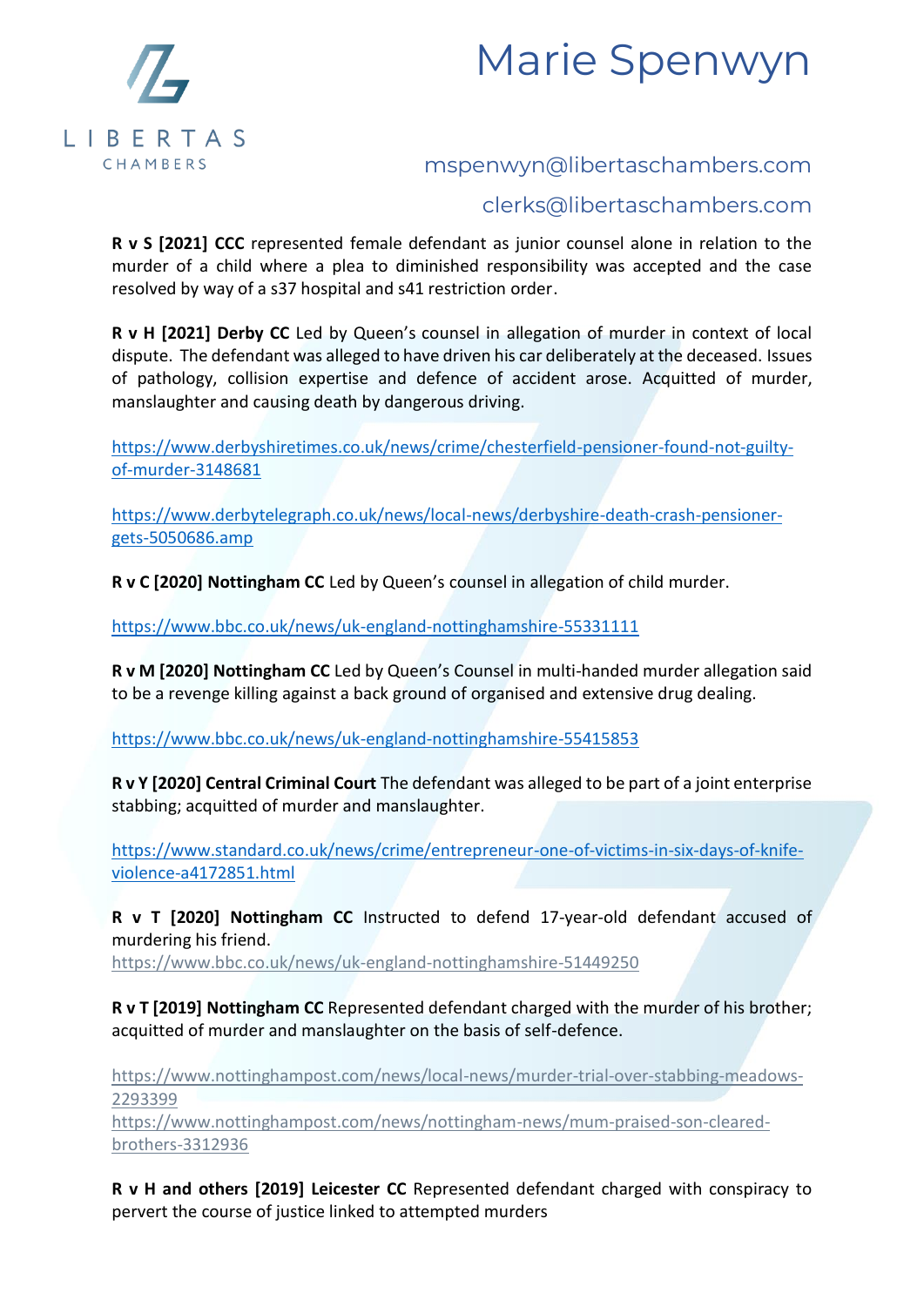**R v S [2021] CCC** represented female defendant as junior counsel alone in relation to the murder of a child where a plea to diminished responsibility was accepted and the case resolved by way of a s37 hospital and s41 restriction order.

**R v H [2021] Derby CC** Led by Queen's counsel in allegation of murder in context of local dispute. The defendant was alleged to have driven his car deliberately at the deceased. Issues of pathology, collision expertise and defence of accident arose. Acquitted of murder, manslaughter and causing death by dangerous driving.

https://www.derbyshiretimes.co.uk/news/crime/chesterfield-pensioner-found-not-guilty-of-murder-3148681

https://www.derbytelegraph.co.uk/news/local-news/derbyshire-death-crash-pensioner-gets-5050686.amp

**R v C [2020] Nottingham CC** Led by Queen's counsel in allegation of child murder.

https://www.bbc.co.uk/news/uk-england-nottinghamshire-55331111

**R v M [2020] Nottingham CC** Led by Queen's Counsel in multi-handed murder allegation said to be a revenge killing against a back ground of organised and extensive drug dealing.

https://www.bbc.co.uk/news/uk-england-nottinghamshire-55415853

**R v Y [2020] Central Criminal Court** The defendant was alleged to be part of a joint enterprise stabbing; acquitted of murder and manslaughter.

https://www.standard.co.uk/news/crime/entrepreneur-one-of-victims-in-six-days-of-knife-violence-a4172851.html

**R v T [2020] Nottingham CC** Instructed to defend 17-year-old defendant accused of murdering his friend.
https://www.bbc.co.uk/news/uk-england-nottinghamshire-51449250

**R v T [2019] Nottingham CC** Represented defendant charged with the murder of his brother; acquitted of murder and manslaughter on the basis of self-defence.

https://www.nottinghampost.com/news/local-news/murder-trial-over-stabbing-meadows-2293399
https://www.nottinghampost.com/news/nottingham-news/mum-praised-son-cleared-brothers-3312936

**R v H and others [2019] Leicester CC** Represented defendant charged with conspiracy to pervert the course of justice linked to attempted murders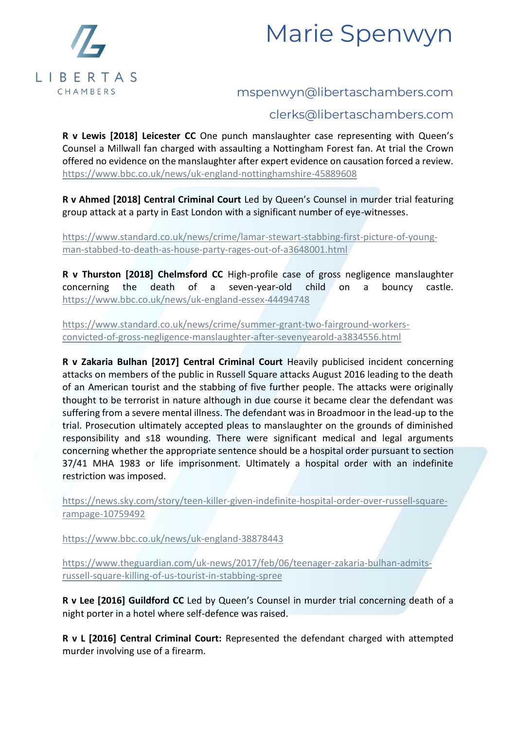**R v Lewis [2018] Leicester CC** One punch manslaughter case representing with Queen's Counsel a Millwall fan charged with assaulting a Nottingham Forest fan. At trial the Crown offered no evidence on the manslaughter after expert evidence on causation forced a review. https://www.bbc.co.uk/news/uk-england-nottinghamshire-45889608

**R v Ahmed [2018] Central Criminal Court** Led by Queen's Counsel in murder trial featuring group attack at a party in East London with a significant number of eye-witnesses.

https://www.standard.co.uk/news/crime/lamar-stewart-stabbing-first-picture-of-young-man-stabbed-to-death-as-house-party-rages-out-of-a3648001.html

**R v Thurston [2018] Chelmsford CC** High-profile case of gross negligence manslaughter concerning the death of a seven-year-old child on a bouncy castle. https://www.bbc.co.uk/news/uk-england-essex-44494748

https://www.standard.co.uk/news/crime/summer-grant-two-fairground-workers-convicted-of-gross-negligence-manslaughter-after-sevenyearold-a3834556.html

**R v Zakaria Bulhan [2017] Central Criminal Court** Heavily publicised incident concerning attacks on members of the public in Russell Square attacks August 2016 leading to the death of an American tourist and the stabbing of five further people. The attacks were originally thought to be terrorist in nature although in due course it became clear the defendant was suffering from a severe mental illness. The defendant was in Broadmoor in the lead-up to the trial. Prosecution ultimately accepted pleas to manslaughter on the grounds of diminished responsibility and s18 wounding. There were significant medical and legal arguments concerning whether the appropriate sentence should be a hospital order pursuant to section 37/41 MHA 1983 or life imprisonment. Ultimately a hospital order with an indefinite restriction was imposed.

https://news.sky.com/story/teen-killer-given-indefinite-hospital-order-over-russell-square-rampage-10759492

https://www.bbc.co.uk/news/uk-england-38878443

https://www.theguardian.com/uk-news/2017/feb/06/teenager-zakaria-bulhan-admits-russell-square-killing-of-us-tourist-in-stabbing-spree

**R v Lee [2016] Guildford CC** Led by Queen's Counsel in murder trial concerning death of a night porter in a hotel where self-defence was raised.

**R v L [2016] Central Criminal Court:** Represented the defendant charged with attempted murder involving use of a firearm.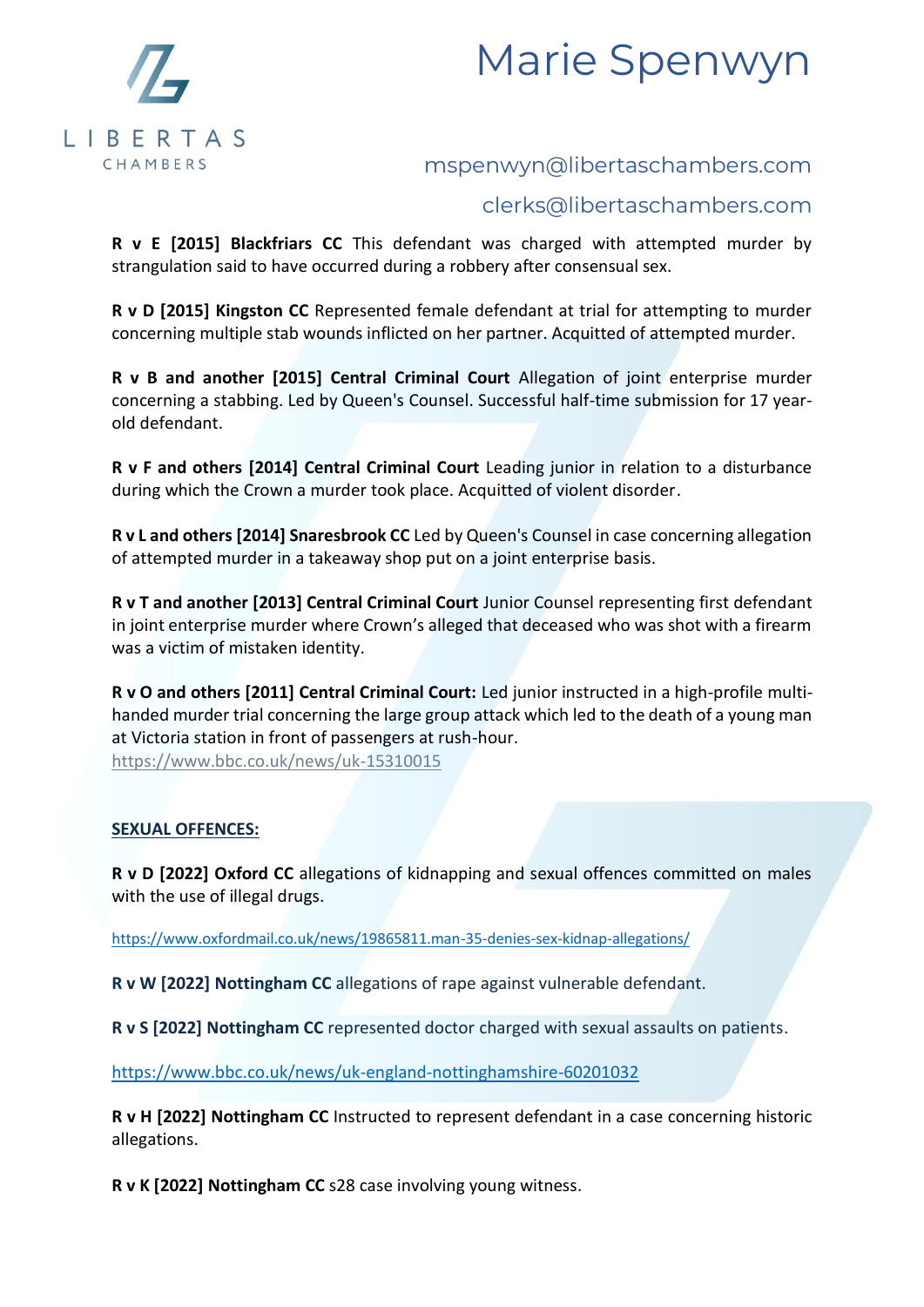**R v E [2015] Blackfriars CC** This defendant was charged with attempted murder by strangulation said to have occurred during a robbery after consensual sex.

**R v D [2015] Kingston CC** Represented female defendant at trial for attempting to murder concerning multiple stab wounds inflicted on her partner. Acquitted of attempted murder.

**R v B and another [2015] Central Criminal Court** Allegation of joint enterprise murder concerning a stabbing. Led by Queen's Counsel. Successful half-time submission for 17 year-old defendant.

**R v F and others [2014] Central Criminal Court** Leading junior in relation to a disturbance during which the Crown a murder took place. Acquitted of violent disorder.

**R v L and others [2014] Snaresbrook CC** Led by Queen's Counsel in case concerning allegation of attempted murder in a takeaway shop put on a joint enterprise basis.

**R v T and another [2013] Central Criminal Court** Junior Counsel representing first defendant in joint enterprise murder where Crown's alleged that deceased who was shot with a firearm was a victim of mistaken identity.

**R v O and others [2011] Central Criminal Court:** Led junior instructed in a high-profile multi-handed murder trial concerning the large group attack which led to the death of a young man at Victoria station in front of passengers at rush-hour.
https://www.bbc.co.uk/news/uk-15310015

**SEXUAL OFFENCES:**

**R v D [2022] Oxford CC** allegations of kidnapping and sexual offences committed on males with the use of illegal drugs.

https://www.oxfordmail.co.uk/news/19865811.man-35-denies-sex-kidnap-allegations/

**R v W [2022] Nottingham CC** allegations of rape against vulnerable defendant.

**R v S [2022] Nottingham CC** represented doctor charged with sexual assaults on patients.

https://www.bbc.co.uk/news/uk-england-nottinghamshire-60201032

**R v H [2022] Nottingham CC** Instructed to represent defendant in a case concerning historic allegations.

**R v K [2022] Nottingham CC** s28 case involving young witness.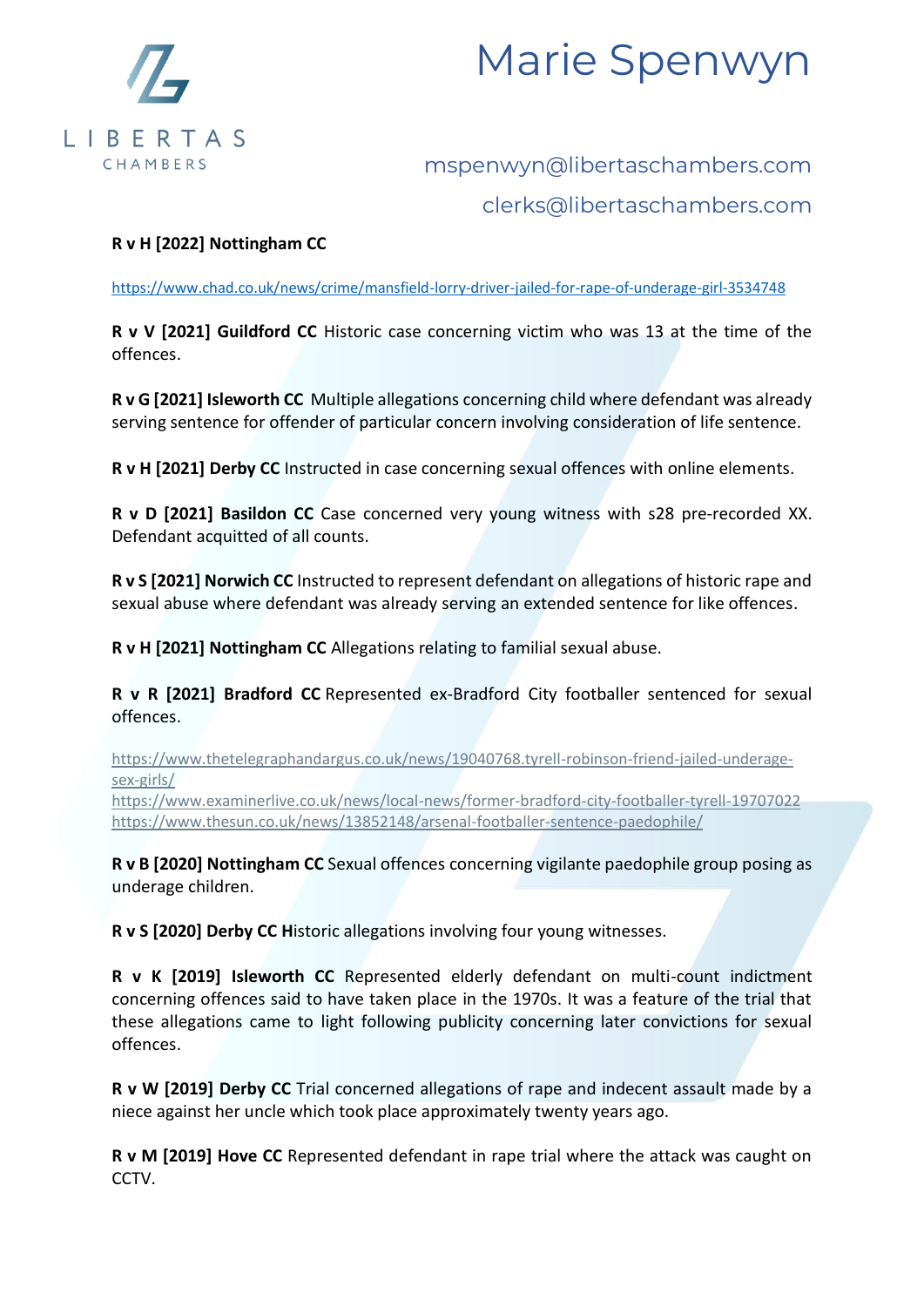**R v H [2022] Nottingham CC**

https://www.chad.co.uk/news/crime/mansfield-lorry-driver-jailed-for-rape-of-underage-girl-3534748

**R v V [2021] Guildford CC** Historic case concerning victim who was 13 at the time of the offences.

**R v G [2021] Isleworth CC** Multiple allegations concerning child where defendant was already serving sentence for offender of particular concern involving consideration of life sentence.

**R v H [2021] Derby CC** Instructed in case concerning sexual offences with online elements.

**R v D [2021] Basildon CC** Case concerned very young witness with s28 pre-recorded XX. Defendant acquitted of all counts.

**R v S [2021] Norwich CC** Instructed to represent defendant on allegations of historic rape and sexual abuse where defendant was already serving an extended sentence for like offences.

**R v H [2021] Nottingham CC** Allegations relating to familial sexual abuse.

**R v R [2021] Bradford CC** Represented ex-Bradford City footballer sentenced for sexual offences.

https://www.thetelegraphandargus.co.uk/news/19040768.tyrell-robinson-friend-jailed-underage-sex-girls/
https://www.examinerlive.co.uk/news/local-news/former-bradford-city-footballer-tyrell-19707022
https://www.thesun.co.uk/news/13852148/arsenal-footballer-sentence-paedophile/

**R v B [2020] Nottingham CC** Sexual offences concerning vigilante paedophile group posing as underage children.

**R v S [2020] Derby CC H**istoric allegations involving four young witnesses.

**R v K [2019] Isleworth CC** Represented elderly defendant on multi-count indictment concerning offences said to have taken place in the 1970s. It was a feature of the trial that these allegations came to light following publicity concerning later convictions for sexual offences.

**R v W [2019] Derby CC** Trial concerned allegations of rape and indecent assault made by a niece against her uncle which took place approximately twenty years ago.

**R v M [2019] Hove CC** Represented defendant in rape trial where the attack was caught on CCTV.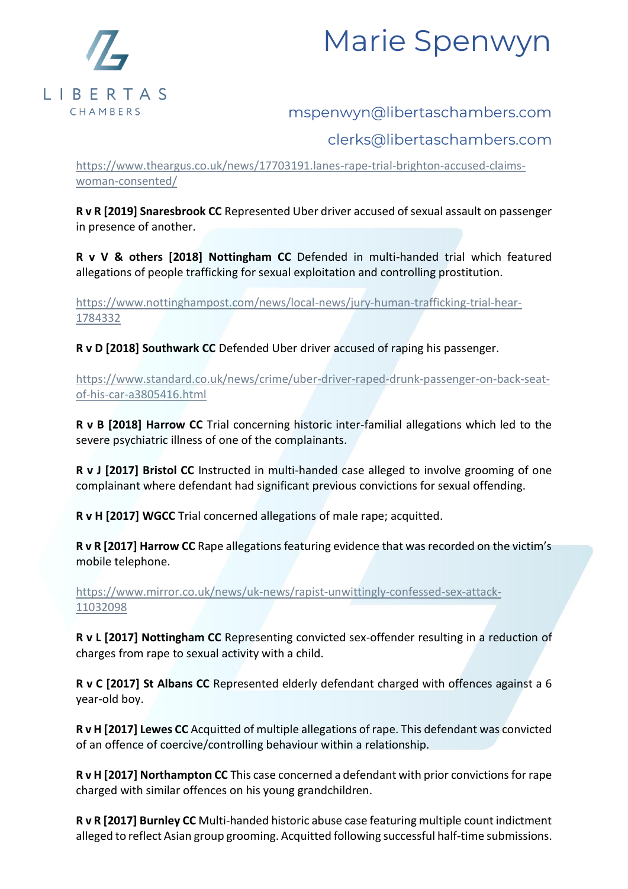https://www.theargus.co.uk/news/17703191.lanes-rape-trial-brighton-accused-claims-woman-consented/

**R v R [2019] Snaresbrook CC** Represented Uber driver accused of sexual assault on passenger in presence of another.

**R v V & others [2018] Nottingham CC** Defended in multi-handed trial which featured allegations of people trafficking for sexual exploitation and controlling prostitution.

https://www.nottinghampost.com/news/local-news/jury-human-trafficking-trial-hear-1784332

**R v D [2018] Southwark CC** Defended Uber driver accused of raping his passenger.

https://www.standard.co.uk/news/crime/uber-driver-raped-drunk-passenger-on-back-seat-of-his-car-a3805416.html

**R v B [2018] Harrow CC** Trial concerning historic inter-familial allegations which led to the severe psychiatric illness of one of the complainants.

**R v J [2017] Bristol CC** Instructed in multi-handed case alleged to involve grooming of one complainant where defendant had significant previous convictions for sexual offending.

**R v H [2017] WGCC** Trial concerned allegations of male rape; acquitted.

**R v R [2017] Harrow CC** Rape allegations featuring evidence that was recorded on the victim's mobile telephone.

https://www.mirror.co.uk/news/uk-news/rapist-unwittingly-confessed-sex-attack-11032098

**R v L [2017] Nottingham CC** Representing convicted sex-offender resulting in a reduction of charges from rape to sexual activity with a child.

**R v C [2017] St Albans CC** Represented elderly defendant charged with offences against a 6 year-old boy.

**R v H [2017] Lewes CC** Acquitted of multiple allegations of rape. This defendant was convicted of an offence of coercive/controlling behaviour within a relationship.

**R v H [2017] Northampton CC** This case concerned a defendant with prior convictions for rape charged with similar offences on his young grandchildren.

**R v R [2017] Burnley CC** Multi-handed historic abuse case featuring multiple count indictment alleged to reflect Asian group grooming. Acquitted following successful half-time submissions.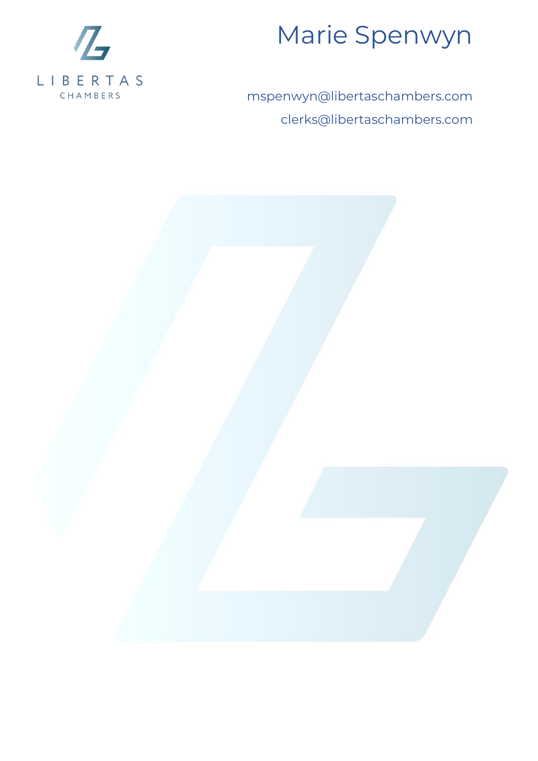LIBERTAS
CHAMBERS

# Marie Spenwyn

mspenwyn@libertaschambers.com

clerks@libertaschambers.com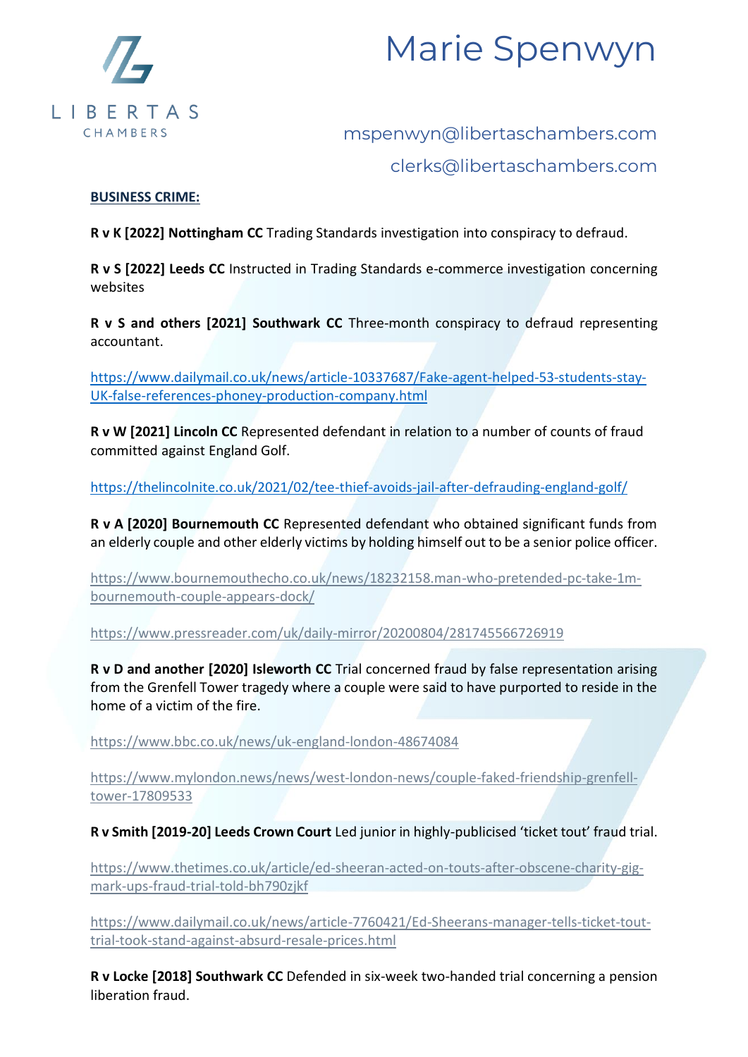# Marie Spenwyn

mspenwyn@libertaschambers.com

clerks@libertaschambers.com

**BUSINESS CRIME:**

**R v K [2022] Nottingham CC** Trading Standards investigation into conspiracy to defraud.

**R v S [2022] Leeds CC** Instructed in Trading Standards e-commerce investigation concerning websites

**R v S and others [2021] Southwark CC** Three-month conspiracy to defraud representing accountant.

https://www.dailymail.co.uk/news/article-10337687/Fake-agent-helped-53-students-stay-UK-false-references-phoney-production-company.html

**R v W [2021] Lincoln CC** Represented defendant in relation to a number of counts of fraud committed against England Golf.

https://thelincolnite.co.uk/2021/02/tee-thief-avoids-jail-after-defrauding-england-golf/

**R v A [2020] Bournemouth CC** Represented defendant who obtained significant funds from an elderly couple and other elderly victims by holding himself out to be a senior police officer.

https://www.bournemouthecho.co.uk/news/18232158.man-who-pretended-pc-take-1m-bournemouth-couple-appears-dock/

https://www.pressreader.com/uk/daily-mirror/20200804/281745566726919

**R v D and another [2020] Isleworth CC** Trial concerned fraud by false representation arising from the Grenfell Tower tragedy where a couple were said to have purported to reside in the home of a victim of the fire.

https://www.bbc.co.uk/news/uk-england-london-48674084

https://www.mylondon.news/news/west-london-news/couple-faked-friendship-grenfell-tower-17809533

**R v Smith [2019-20] Leeds Crown Court** Led junior in highly-publicised 'ticket tout' fraud trial.

https://www.thetimes.co.uk/article/ed-sheeran-acted-on-touts-after-obscene-charity-gig-mark-ups-fraud-trial-told-bh790zjkf

https://www.dailymail.co.uk/news/article-7760421/Ed-Sheerans-manager-tells-ticket-tout-trial-took-stand-against-absurd-resale-prices.html

**R v Locke [2018] Southwark CC** Defended in six-week two-handed trial concerning a pension liberation fraud.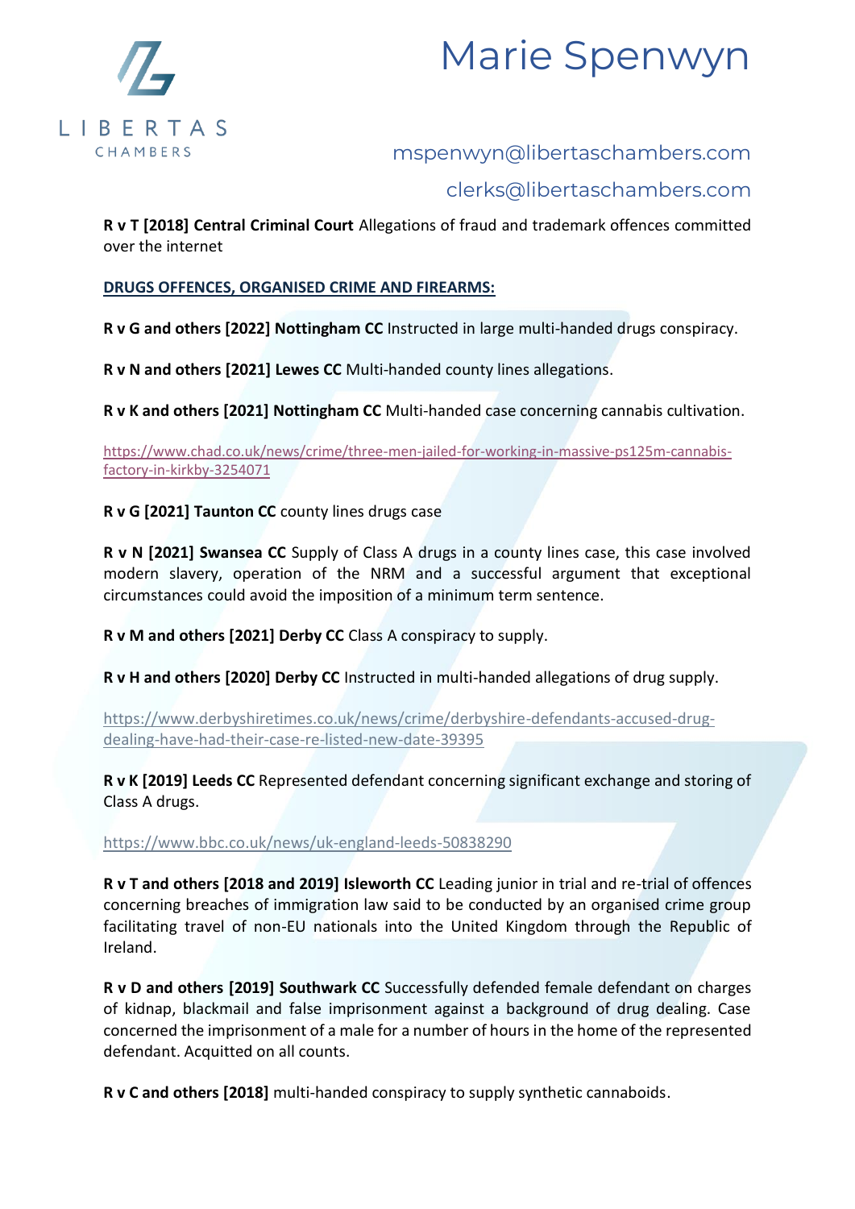**R v T [2018] Central Criminal Court** Allegations of fraud and trademark offences committed over the internet

**DRUGS OFFENCES, ORGANISED CRIME AND FIREARMS:**

**R v G and others [2022] Nottingham CC** Instructed in large multi-handed drugs conspiracy.

**R v N and others [2021] Lewes CC** Multi-handed county lines allegations.

**R v K and others [2021] Nottingham CC** Multi-handed case concerning cannabis cultivation.

https://www.chad.co.uk/news/crime/three-men-jailed-for-working-in-massive-ps125m-cannabis-factory-in-kirkby-3254071

**R v G [2021] Taunton CC** county lines drugs case

**R v N [2021] Swansea CC** Supply of Class A drugs in a county lines case, this case involved modern slavery, operation of the NRM and a successful argument that exceptional circumstances could avoid the imposition of a minimum term sentence.

**R v M and others [2021] Derby CC** Class A conspiracy to supply.

**R v H and others [2020] Derby CC** Instructed in multi-handed allegations of drug supply.

https://www.derbyshiretimes.co.uk/news/crime/derbyshire-defendants-accused-drug-dealing-have-had-their-case-re-listed-new-date-39395

**R v K [2019] Leeds CC** Represented defendant concerning significant exchange and storing of Class A drugs.

https://www.bbc.co.uk/news/uk-england-leeds-50838290

**R v T and others [2018 and 2019] Isleworth CC** Leading junior in trial and re-trial of offences concerning breaches of immigration law said to be conducted by an organised crime group facilitating travel of non-EU nationals into the United Kingdom through the Republic of Ireland.

**R v D and others [2019] Southwark CC** Successfully defended female defendant on charges of kidnap, blackmail and false imprisonment against a background of drug dealing. Case concerned the imprisonment of a male for a number of hours in the home of the represented defendant. Acquitted on all counts.

**R v C and others [2018]** multi-handed conspiracy to supply synthetic cannaboids.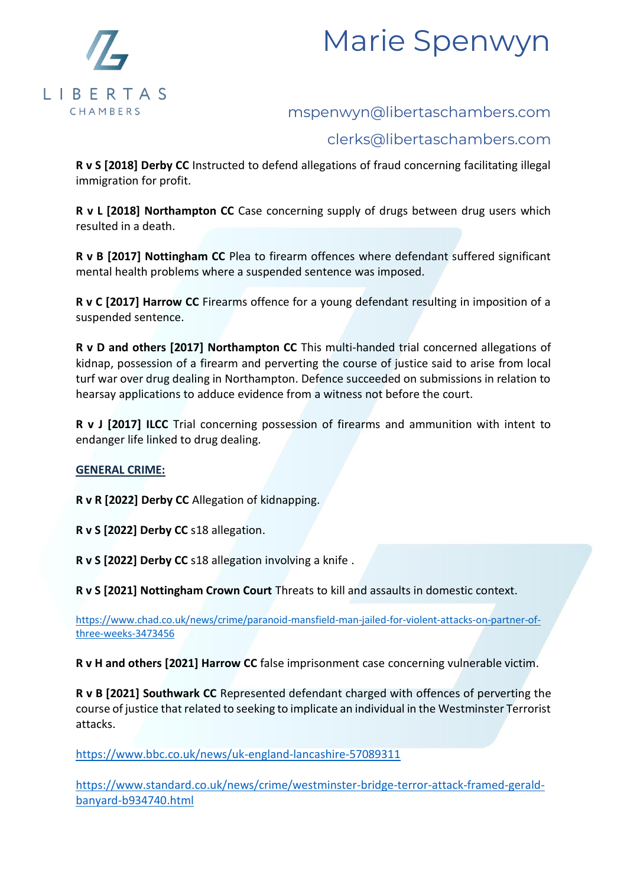**R v S [2018] Derby CC** Instructed to defend allegations of fraud concerning facilitating illegal immigration for profit.

**R v L [2018] Northampton CC** Case concerning supply of drugs between drug users which resulted in a death.

**R v B [2017] Nottingham CC** Plea to firearm offences where defendant suffered significant mental health problems where a suspended sentence was imposed.

**R v C [2017] Harrow CC** Firearms offence for a young defendant resulting in imposition of a suspended sentence.

**R v D and others [2017] Northampton CC** This multi-handed trial concerned allegations of kidnap, possession of a firearm and perverting the course of justice said to arise from local turf war over drug dealing in Northampton. Defence succeeded on submissions in relation to hearsay applications to adduce evidence from a witness not before the court.

**R v J [2017] ILCC** Trial concerning possession of firearms and ammunition with intent to endanger life linked to drug dealing.

**GENERAL CRIME:**

**R v R [2022] Derby CC** Allegation of kidnapping.

**R v S [2022] Derby CC** s18 allegation.

**R v S [2022] Derby CC** s18 allegation involving a knife .

**R v S [2021] Nottingham Crown Court** Threats to kill and assaults in domestic context.

https://www.chad.co.uk/news/crime/paranoid-mansfield-man-jailed-for-violent-attacks-on-partner-of-three-weeks-3473456

**R v H and others [2021] Harrow CC** false imprisonment case concerning vulnerable victim.

**R v B [2021] Southwark CC** Represented defendant charged with offences of perverting the course of justice that related to seeking to implicate an individual in the Westminster Terrorist attacks.

https://www.bbc.co.uk/news/uk-england-lancashire-57089311

https://www.standard.co.uk/news/crime/westminster-bridge-terror-attack-framed-gerald-banyard-b934740.html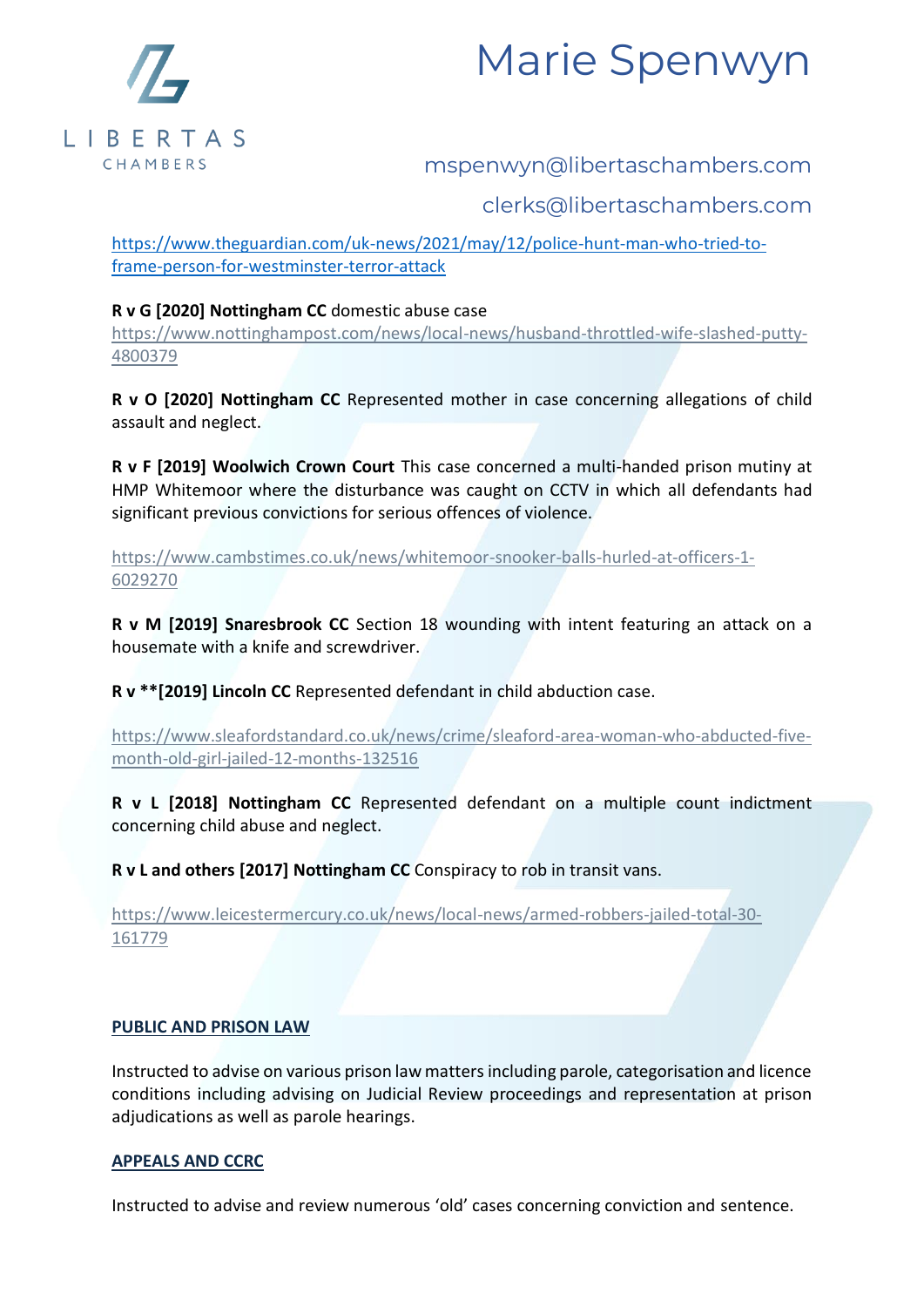https://www.theguardian.com/uk-news/2021/may/12/police-hunt-man-who-tried-to-frame-person-for-westminster-terror-attack

**R v G [2020] Nottingham CC** domestic abuse case
https://www.nottinghampost.com/news/local-news/husband-throttled-wife-slashed-putty-4800379

**R v O [2020] Nottingham CC** Represented mother in case concerning allegations of child assault and neglect.

**R v F [2019] Woolwich Crown Court** This case concerned a multi-handed prison mutiny at HMP Whitemoor where the disturbance was caught on CCTV in which all defendants had significant previous convictions for serious offences of violence.

https://www.cambstimes.co.uk/news/whitemoor-snooker-balls-hurled-at-officers-1-6029270

**R v M [2019] Snaresbrook CC** Section 18 wounding with intent featuring an attack on a housemate with a knife and screwdriver.

**R v **[2019] Lincoln CC** Represented defendant in child abduction case.

https://www.sleafordstandard.co.uk/news/crime/sleaford-area-woman-who-abducted-five-month-old-girl-jailed-12-months-132516

**R v L [2018] Nottingham CC** Represented defendant on a multiple count indictment concerning child abuse and neglect.

**R v L and others [2017] Nottingham CC** Conspiracy to rob in transit vans.

https://www.leicestermercury.co.uk/news/local-news/armed-robbers-jailed-total-30-161779

## PUBLIC AND PRISON LAW

Instructed to advise on various prison law matters including parole, categorisation and licence conditions including advising on Judicial Review proceedings and representation at prison adjudications as well as parole hearings.

## APPEALS AND CCRC

Instructed to advise and review numerous 'old' cases concerning conviction and sentence.